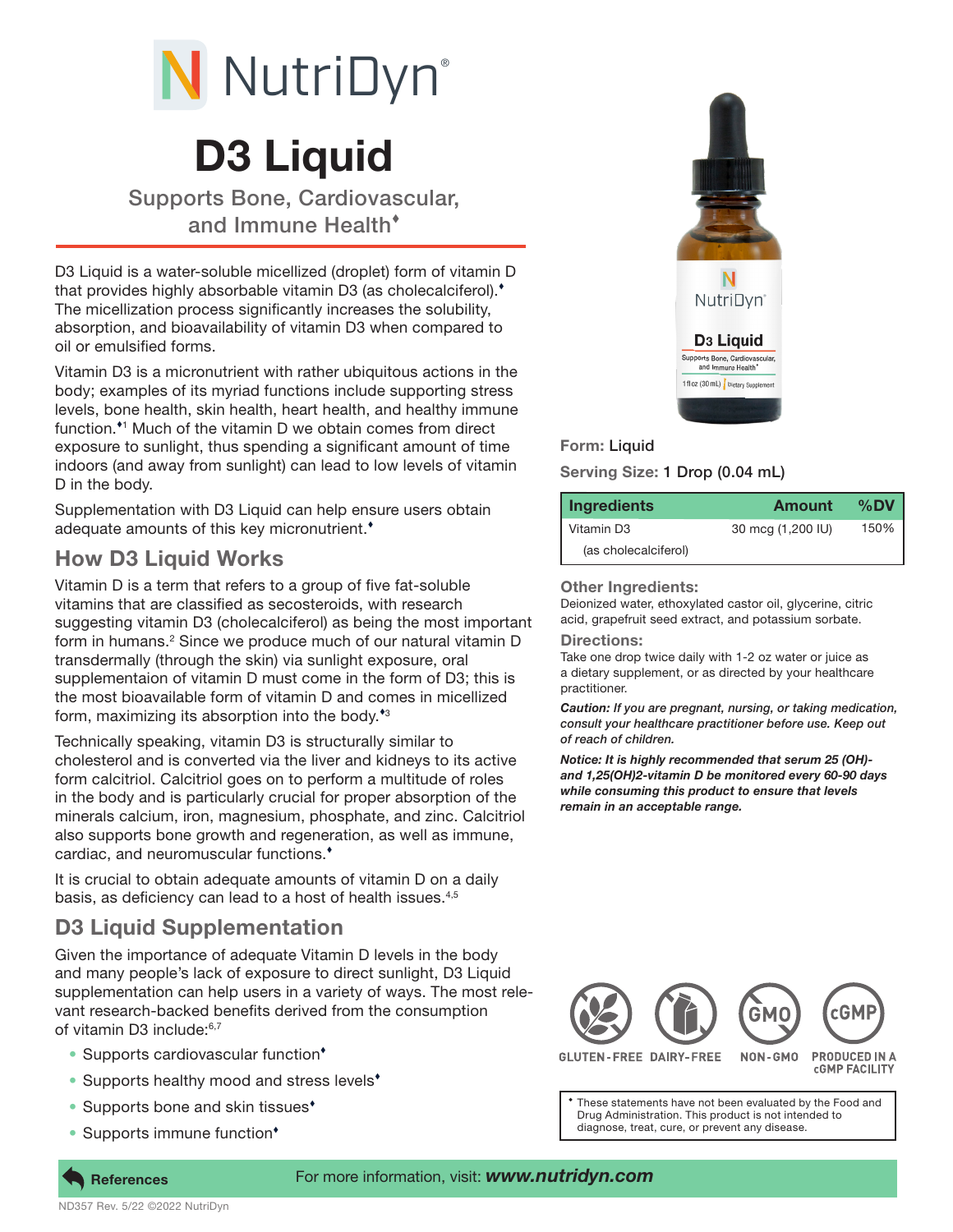# NutriDyn

# D3 Liquid

## Supports Bone, Cardiovascular, and Immune Health♦

D3 Liquid is a water-soluble micellized (droplet) form of vitamin D that provides highly absorbable vitamin D3 (as cholecalciferol).♦ The micellization process significantly increases the solubility, absorption, and bioavailability of vitamin D3 when compared to oil or emulsified forms.

Vitamin D3 is a micronutrient with rather ubiquitous actions in the body; examples of its myriad functions include supporting stress levels, bone health, skin health, heart health, and healthy immune function.♦[1] Much of the vitamin D we obtain comes from direct exposure to sunlight, thus spending a significant amount of time indoors (and away from sunlight) can lead to low levels of vitamin D in the body.

Supplementation with D3 Liquid can help ensure users obtain adequate amounts of this key micronutrient.♦

## How D3 Liquid Works

Vitamin D is a term that refers to a group of five fat-soluble vitamins that are classified as secosteroids, with research suggesting vitamin D3 (cholecalciferol) as being the most important form in humans.[2] Since we produce much of our natural vitamin D transdermally (through the skin) via sunlight exposure, oral supplementaion of vitamin D must come in the form of D3; this is the most bioavailable form of vitamin D and comes in micellized form, maximizing its absorption into the body.♦[3]

Technically speaking, vitamin D3 is structurally similar to cholesterol and is converted via the liver and kidneys to its active form calcitriol. Calcitriol goes on to perform a multitude of roles in the body and is particularly crucial for proper absorption of the minerals calcium, iron, magnesium, phosphate, and zinc. Calcitriol also supports bone growth and regeneration, as well as immune, cardiac, and neuromuscular functions.♦

It is crucial to obtain adequate amounts of vitamin D on a daily basis, as deficiency can lead to a host of health issues.[4,5]

## D3 Liquid Supplementation

Given the importance of adequate Vitamin D levels in the body and many people's lack of exposure to direct sunlight, D3 Liquid supplementation can help users in a variety of ways. The most relevant research-backed benefits derived from the consumption of vitamin D3 include:[6,7]

- Supports cardiovascular function♦
- Supports healthy mood and stress levels♦
- Supports bone and skin tissues♦
- Supports immune function♦

**Form:** Liquid

**Serving Size:** 1 Drop (0.04 mL)

| Ingredients | Amount | %DV |
|---|---|---|
| Vitamin D3 (as cholecalciferol) | 30 mcg (1,200 IU) | 150% |

**Other Ingredients:**
Deionized water, ethoxylated castor oil, glycerine, citric acid, grapefruit seed extract, and potassium sorbate.

**Directions:**
Take one drop twice daily with 1-2 oz water or juice as a dietary supplement, or as directed by your healthcare practitioner.

***Caution:** If you are pregnant, nursing, or taking medication, consult your healthcare practitioner before use. Keep out of reach of children.*

***Notice:** It is highly recommended that serum 25 (OH)- and 1,25(OH)2-vitamin D be monitored every 60-90 days while consuming this product to ensure that levels remain in an acceptable range.*

GLUTEN-FREE | DAIRY-FREE | NON-GMO | PRODUCED IN A cGMP FACILITY

♦ These statements have not been evaluated by the Food and Drug Administration. This product is not intended to diagnose, treat, cure, or prevent any disease.

**References** For more information, visit: ***www.nutridyn.com***

ND357 Rev. 5/22 ©2022 NutriDyn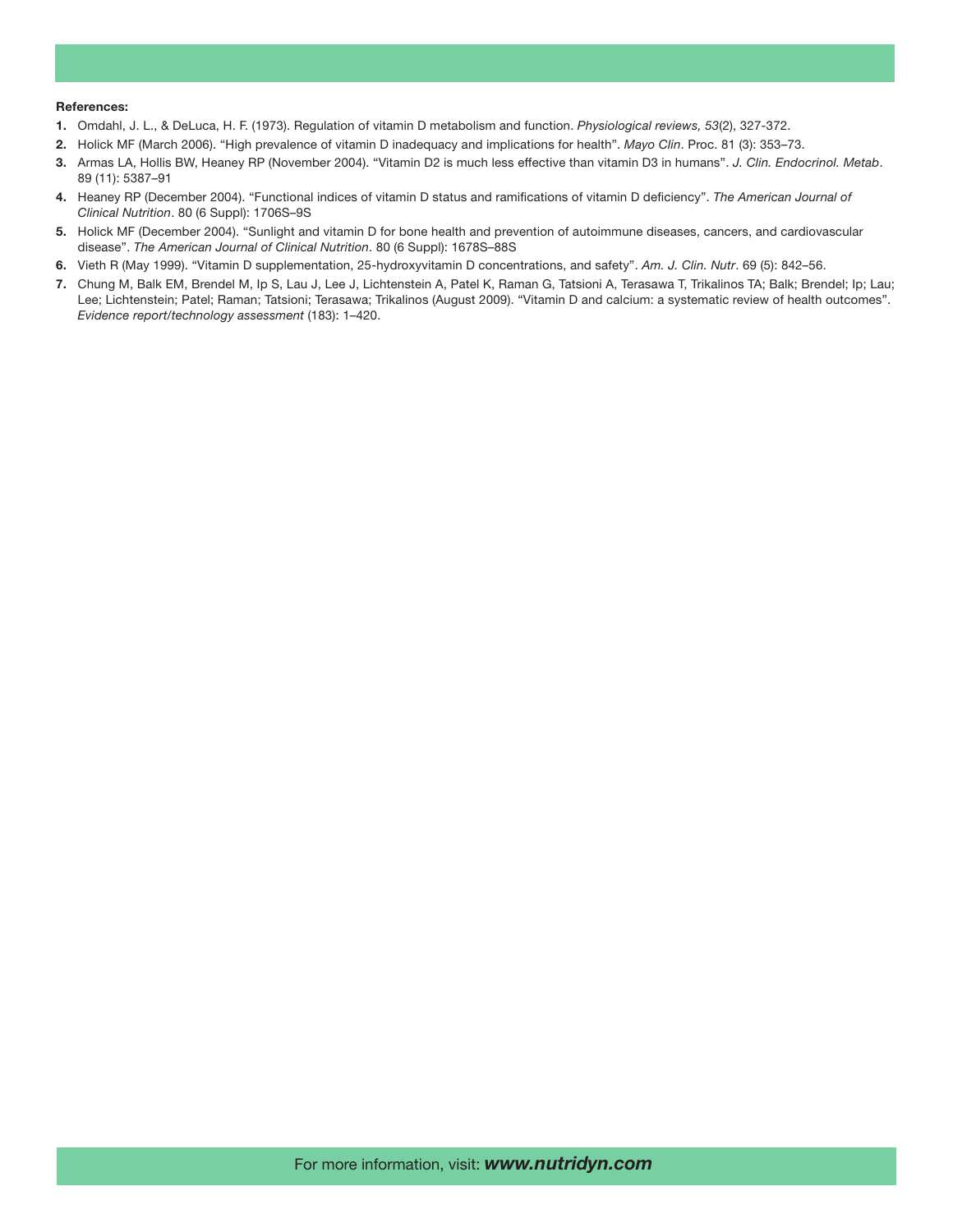**References:**

1. Omdahl, J. L., & DeLuca, H. F. (1973). Regulation of vitamin D metabolism and function. *Physiological reviews, 53*(2), 327-372.
2. Holick MF (March 2006). "High prevalence of vitamin D inadequacy and implications for health". *Mayo Clin.* Proc. 81 (3): 353–73.
3. Armas LA, Hollis BW, Heaney RP (November 2004). "Vitamin D2 is much less effective than vitamin D3 in humans". *J. Clin. Endocrinol. Metab*. 89 (11): 5387–91
4. Heaney RP (December 2004). "Functional indices of vitamin D status and ramifications of vitamin D deficiency". *The American Journal of Clinical Nutrition*. 80 (6 Suppl): 1706S–9S
5. Holick MF (December 2004). "Sunlight and vitamin D for bone health and prevention of autoimmune diseases, cancers, and cardiovascular disease". *The American Journal of Clinical Nutrition*. 80 (6 Suppl): 1678S–88S
6. Vieth R (May 1999). "Vitamin D supplementation, 25-hydroxyvitamin D concentrations, and safety". *Am. J. Clin. Nutr*. 69 (5): 842–56.
7. Chung M, Balk EM, Brendel M, Ip S, Lau J, Lee J, Lichtenstein A, Patel K, Raman G, Tatsioni A, Terasawa T, Trikalinos TA; Balk; Brendel; Ip; Lau; Lee; Lichtenstein; Patel; Raman; Tatsioni; Terasawa; Trikalinos (August 2009). "Vitamin D and calcium: a systematic review of health outcomes". *Evidence report/technology assessment* (183): 1–420.

For more information, visit: ***www.nutridyn.com***